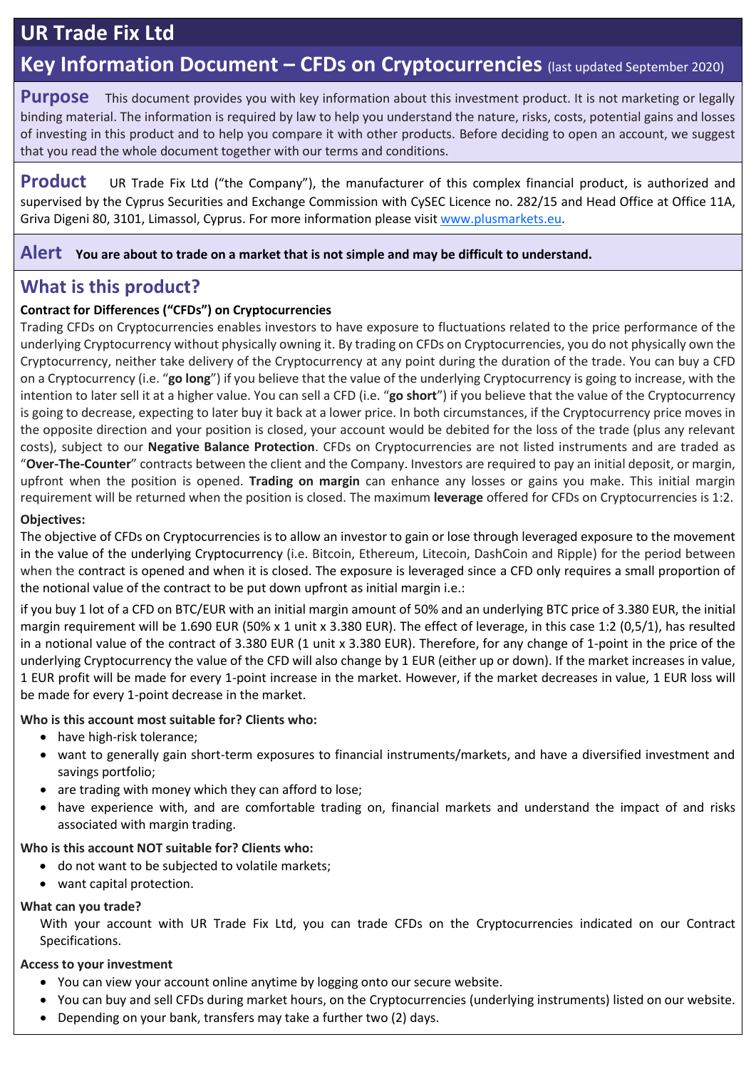# UR Trade Fix Ltd

## Key Information Document – CFDs on Cryptocurrencies (last updated September 2020)

**Purpose** This document provides you with key information about this investment product. It is not marketing or legally binding material. The information is required by law to help you understand the nature, risks, costs, potential gains and losses of investing in this product and to help you compare it with other products. Before deciding to open an account, we suggest that you read the whole document together with our terms and conditions.

**Product** UR Trade Fix Ltd ("the Company"), the manufacturer of this complex financial product, is authorized and supervised by the Cyprus Securities and Exchange Commission with CySEC Licence no. 282/15 and Head Office at Office 11A, Griva Digeni 80, 3101, Limassol, Cyprus. For more information please visit www.plusmarkets.eu.

**Alert** **You are about to trade on a market that is not simple and may be difficult to understand.**

## What is this product?

**Contract for Differences ("CFDs") on Cryptocurrencies**

Trading CFDs on Cryptocurrencies enables investors to have exposure to fluctuations related to the price performance of the underlying Cryptocurrency without physically owning it. By trading on CFDs on Cryptocurrencies, you do not physically own the Cryptocurrency, neither take delivery of the Cryptocurrency at any point during the duration of the trade. You can buy a CFD on a Cryptocurrency (i.e. "**go long**") if you believe that the value of the underlying Cryptocurrency is going to increase, with the intention to later sell it at a higher value. You can sell a CFD (i.e. "**go short**") if you believe that the value of the Cryptocurrency is going to decrease, expecting to later buy it back at a lower price. In both circumstances, if the Cryptocurrency price moves in the opposite direction and your position is closed, your account would be debited for the loss of the trade (plus any relevant costs), subject to our **Negative Balance Protection**. CFDs on Cryptocurrencies are not listed instruments and are traded as "**Over-The-Counter**" contracts between the client and the Company. Investors are required to pay an initial deposit, or margin, upfront when the position is opened. **Trading on margin** can enhance any losses or gains you make. This initial margin requirement will be returned when the position is closed. The maximum **leverage** offered for CFDs on Cryptocurrencies is 1:2.

**Objectives:**

The objective of CFDs on Cryptocurrencies is to allow an investor to gain or lose through leveraged exposure to the movement in the value of the underlying Cryptocurrency (i.e. Bitcoin, Ethereum, Litecoin, DashCoin and Ripple) for the period between when the contract is opened and when it is closed. The exposure is leveraged since a CFD only requires a small proportion of the notional value of the contract to be put down upfront as initial margin i.e.:

if you buy 1 lot of a CFD on BTC/EUR with an initial margin amount of 50% and an underlying BTC price of 3.380 EUR, the initial margin requirement will be 1.690 EUR (50% x 1 unit x 3.380 EUR). The effect of leverage, in this case 1:2 (0,5/1), has resulted in a notional value of the contract of 3.380 EUR (1 unit x 3.380 EUR). Therefore, for any change of 1-point in the price of the underlying Cryptocurrency the value of the CFD will also change by 1 EUR (either up or down). If the market increases in value, 1 EUR profit will be made for every 1-point increase in the market. However, if the market decreases in value, 1 EUR loss will be made for every 1-point decrease in the market.

**Who is this account most suitable for? Clients who:**

- have high-risk tolerance;
- want to generally gain short-term exposures to financial instruments/markets, and have a diversified investment and savings portfolio;
- are trading with money which they can afford to lose;
- have experience with, and are comfortable trading on, financial markets and understand the impact of and risks associated with margin trading.

**Who is this account NOT suitable for? Clients who:**

- do not want to be subjected to volatile markets;
- want capital protection.

**What can you trade?**

With your account with UR Trade Fix Ltd, you can trade CFDs on the Cryptocurrencies indicated on our Contract Specifications.

**Access to your investment**

- You can view your account online anytime by logging onto our secure website.
- You can buy and sell CFDs during market hours, on the Cryptocurrencies (underlying instruments) listed on our website.
- Depending on your bank, transfers may take a further two (2) days.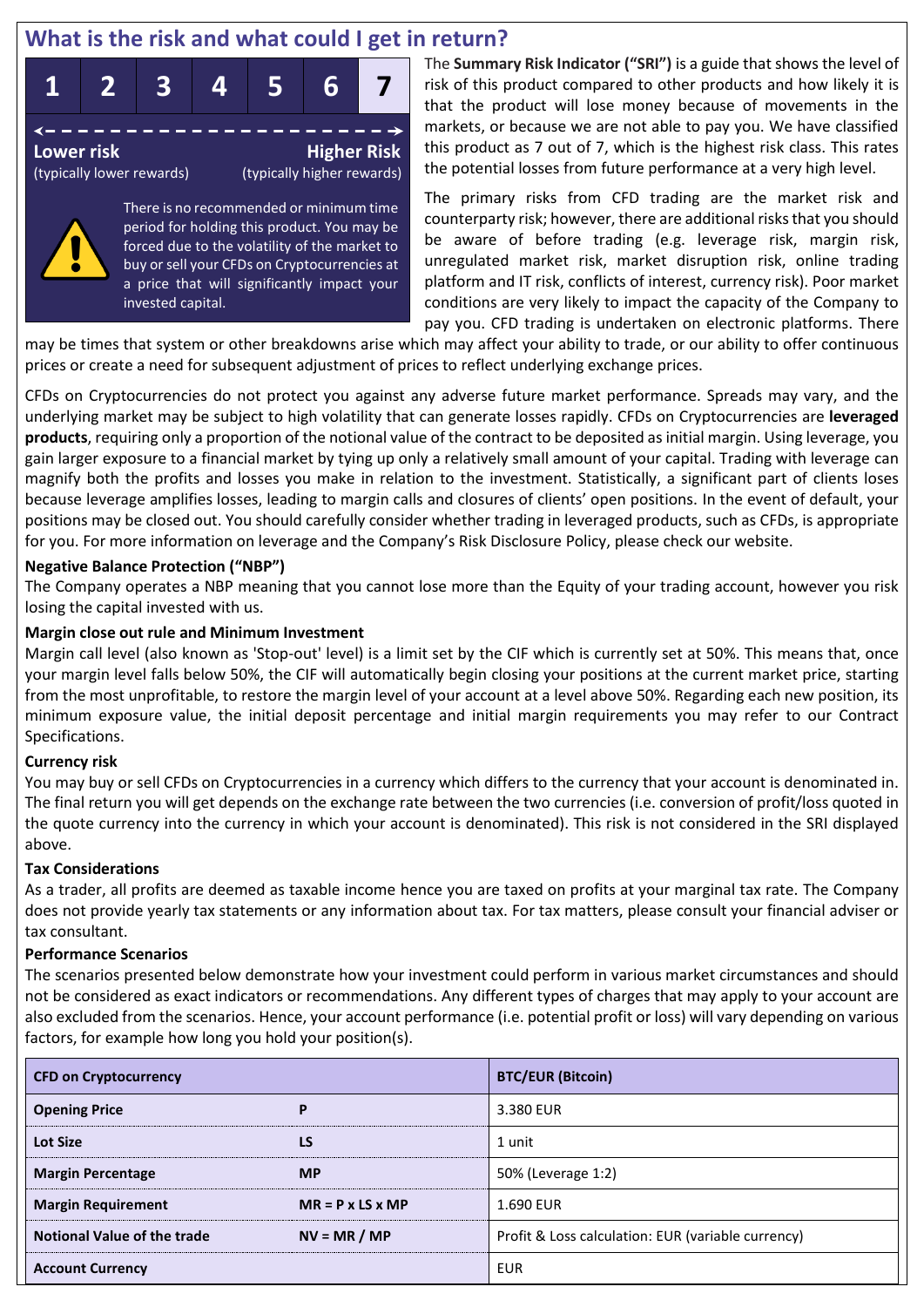## What is the risk and what could I get in return?

| 1 | 2 | 3 | 4 | 5 | 6 | 7 |
|---|---|---|---|---|---|---|

**Lower risk** (typically lower rewards) ← → **Higher Risk** (typically higher rewards)

There is no recommended or minimum time period for holding this product. You may be forced due to the volatility of the market to buy or sell your CFDs on Cryptocurrencies at a price that will significantly impact your invested capital.

The **Summary Risk Indicator ("SRI")** is a guide that shows the level of risk of this product compared to other products and how likely it is that the product will lose money because of movements in the markets, or because we are not able to pay you. We have classified this product as 7 out of 7, which is the highest risk class. This rates the potential losses from future performance at a very high level.

The primary risks from CFD trading are the market risk and counterparty risk; however, there are additional risks that you should be aware of before trading (e.g. leverage risk, margin risk, unregulated market risk, market disruption risk, online trading platform and IT risk, conflicts of interest, currency risk). Poor market conditions are very likely to impact the capacity of the Company to pay you. CFD trading is undertaken on electronic platforms. There may be times that system or other breakdowns arise which may affect your ability to trade, or our ability to offer continuous prices or create a need for subsequent adjustment of prices to reflect underlying exchange prices.

CFDs on Cryptocurrencies do not protect you against any adverse future market performance. Spreads may vary, and the underlying market may be subject to high volatility that can generate losses rapidly. CFDs on Cryptocurrencies are **leveraged products**, requiring only a proportion of the notional value of the contract to be deposited as initial margin. Using leverage, you gain larger exposure to a financial market by tying up only a relatively small amount of your capital. Trading with leverage can magnify both the profits and losses you make in relation to the investment. Statistically, a significant part of clients loses because leverage amplifies losses, leading to margin calls and closures of clients' open positions. In the event of default, your positions may be closed out. You should carefully consider whether trading in leveraged products, such as CFDs, is appropriate for you. For more information on leverage and the Company's Risk Disclosure Policy, please check our website.

**Negative Balance Protection ("NBP")**

The Company operates a NBP meaning that you cannot lose more than the Equity of your trading account, however you risk losing the capital invested with us.

**Margin close out rule and Minimum Investment**

Margin call level (also known as 'Stop-out' level) is a limit set by the CIF which is currently set at 50%. This means that, once your margin level falls below 50%, the CIF will automatically begin closing your positions at the current market price, starting from the most unprofitable, to restore the margin level of your account at a level above 50%. Regarding each new position, its minimum exposure value, the initial deposit percentage and initial margin requirements you may refer to our Contract Specifications.

**Currency risk**

You may buy or sell CFDs on Cryptocurrencies in a currency which differs to the currency that your account is denominated in. The final return you will get depends on the exchange rate between the two currencies (i.e. conversion of profit/loss quoted in the quote currency into the currency in which your account is denominated). This risk is not considered in the SRI displayed above.

**Tax Considerations**

As a trader, all profits are deemed as taxable income hence you are taxed on profits at your marginal tax rate. The Company does not provide yearly tax statements or any information about tax. For tax matters, please consult your financial adviser or tax consultant.

**Performance Scenarios**

The scenarios presented below demonstrate how your investment could perform in various market circumstances and should not be considered as exact indicators or recommendations. Any different types of charges that may apply to your account are also excluded from the scenarios. Hence, your account performance (i.e. potential profit or loss) will vary depending on various factors, for example how long you hold your position(s).

| CFD on Cryptocurrency | | BTC/EUR (Bitcoin) |
|---|---|---|
| **Opening Price** | **P** | 3.380 EUR |
| **Lot Size** | **LS** | 1 unit |
| **Margin Percentage** | **MP** | 50% (Leverage 1:2) |
| **Margin Requirement** | **MR = P x LS x MP** | 1.690 EUR |
| **Notional Value of the trade** | **NV = MR / MP** | Profit & Loss calculation: EUR (variable currency) |
| **Account Currency** | | EUR |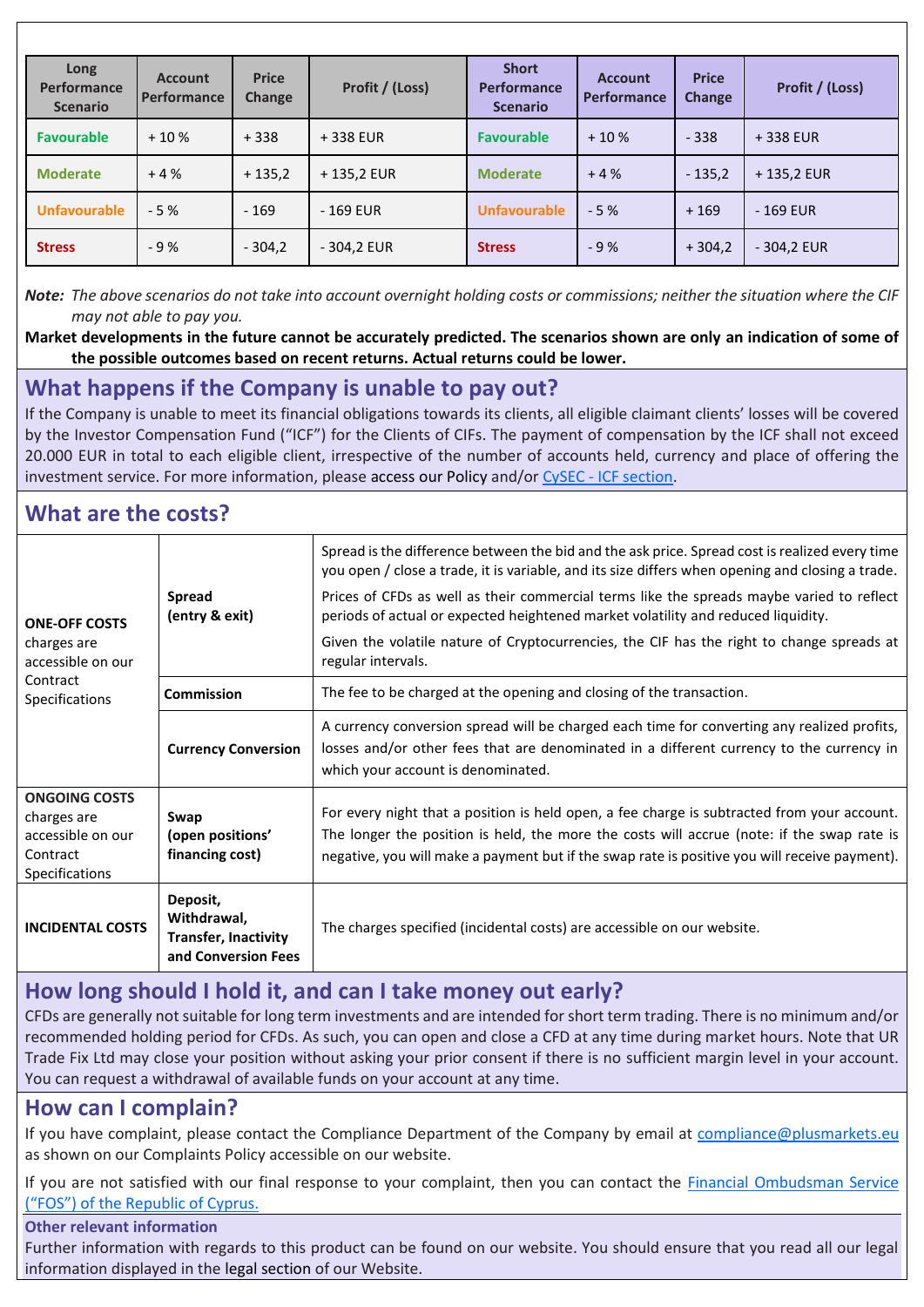| Long Performance Scenario | Account Performance | Price Change | Profit / (Loss) | Short Performance Scenario | Account Performance | Price Change | Profit / (Loss) |
|---|---|---|---|---|---|---|---|
| Favourable | + 10 % | + 338 | + 338 EUR | Favourable | + 10 % | - 338 | + 338 EUR |
| Moderate | + 4 % | + 135,2 | + 135,2 EUR | Moderate | + 4 % | - 135,2 | + 135,2 EUR |
| Unfavourable | - 5 % | - 169 | - 169 EUR | Unfavourable | - 5 % | + 169 | - 169 EUR |
| Stress | - 9 % | - 304,2 | - 304,2 EUR | Stress | - 9 % | + 304,2 | - 304,2 EUR |

***Note:*** *The above scenarios do not take into account overnight holding costs or commissions; neither the situation where the CIF may not able to pay you.*

**Market developments in the future cannot be accurately predicted. The scenarios shown are only an indication of some of the possible outcomes based on recent returns. Actual returns could be lower.**

## What happens if the Company is unable to pay out?

If the Company is unable to meet its financial obligations towards its clients, all eligible claimant clients' losses will be covered by the Investor Compensation Fund ("ICF") for the Clients of CIFs. The payment of compensation by the ICF shall not exceed 20.000 EUR in total to each eligible client, irrespective of the number of accounts held, currency and place of offering the investment service. For more information, please access our Policy and/or CySEC - ICF section.

## What are the costs?

| | | |
|---|---|---|
| **ONE-OFF COSTS** charges are accessible on our Contract Specifications | **Spread (entry & exit)** | Spread is the difference between the bid and the ask price. Spread cost is realized every time you open / close a trade, it is variable, and its size differs when opening and closing a trade. Prices of CFDs as well as their commercial terms like the spreads maybe varied to reflect periods of actual or expected heightened market volatility and reduced liquidity. Given the volatile nature of Cryptocurrencies, the CIF has the right to change spreads at regular intervals. |
| | **Commission** | The fee to be charged at the opening and closing of the transaction. |
| | **Currency Conversion** | A currency conversion spread will be charged each time for converting any realized profits, losses and/or other fees that are denominated in a different currency to the currency in which your account is denominated. |
| **ONGOING COSTS** charges are accessible on our Contract Specifications | **Swap (open positions' financing cost)** | For every night that a position is held open, a fee charge is subtracted from your account. The longer the position is held, the more the costs will accrue (note: if the swap rate is negative, you will make a payment but if the swap rate is positive you will receive payment). |
| **INCIDENTAL COSTS** | **Deposit, Withdrawal, Transfer, Inactivity and Conversion Fees** | The charges specified (incidental costs) are accessible on our website. |

## How long should I hold it, and can I take money out early?

CFDs are generally not suitable for long term investments and are intended for short term trading. There is no minimum and/or recommended holding period for CFDs. As such, you can open and close a CFD at any time during market hours. Note that UR Trade Fix Ltd may close your position without asking your prior consent if there is no sufficient margin level in your account. You can request a withdrawal of available funds on your account at any time.

## How can I complain?

If you have complaint, please contact the Compliance Department of the Company by email at compliance@plusmarkets.eu as shown on our Complaints Policy accessible on our website.

If you are not satisfied with our final response to your complaint, then you can contact the Financial Ombudsman Service ("FOS") of the Republic of Cyprus.

### Other relevant information

Further information with regards to this product can be found on our website. You should ensure that you read all our legal information displayed in the legal section of our Website.